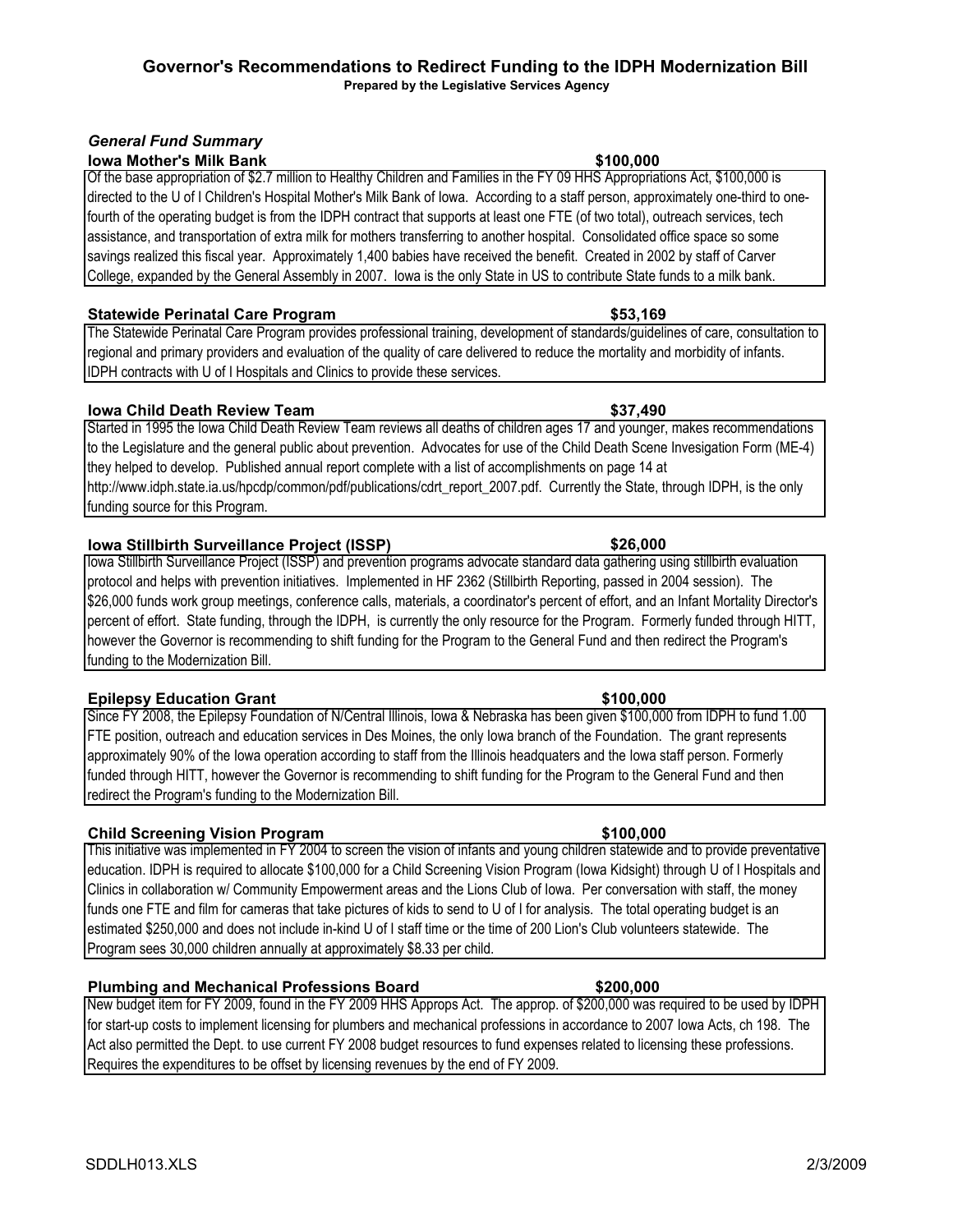# Governor's Recommendations to Redirect Funding to the IDPH Modernization Bill

**Prepared by the Legislative Services Agency**

## *General Fund Summary*

### Iowa Mother's Milk Bank — $100,000

Of the base appropriation of $2.7 million to Healthy Children and Families in the FY 09 HHS Appropriations Act, $100,000 is directed to the U of I Children's Hospital Mother's Milk Bank of Iowa. According to a staff person, approximately one-third to one-fourth of the operating budget is from the IDPH contract that supports at least one FTE (of two total), outreach services, tech assistance, and transportation of extra milk for mothers transferring to another hospital. Consolidated office space so some savings realized this fiscal year. Approximately 1,400 babies have received the benefit. Created in 2002 by staff of Carver College, expanded by the General Assembly in 2007. Iowa is the only State in US to contribute State funds to a milk bank.

### Statewide Perinatal Care Program — $53,169

The Statewide Perinatal Care Program provides professional training, development of standards/guidelines of care, consultation to regional and primary providers and evaluation of the quality of care delivered to reduce the mortality and morbidity of infants. IDPH contracts with U of I Hospitals and Clinics to provide these services.

### Iowa Child Death Review Team — $37,490

Started in 1995 the Iowa Child Death Review Team reviews all deaths of children ages 17 and younger, makes recommendations to the Legislature and the general public about prevention. Advocates for use of the Child Death Scene Invesigation Form (ME-4) they helped to develop. Published annual report complete with a list of accomplishments on page 14 at http://www.idph.state.ia.us/hpcdp/common/pdf/publications/cdrt_report_2007.pdf. Currently the State, through IDPH, is the only funding source for this Program.

### Iowa Stillbirth Surveillance Project (ISSP) — $26,000

Iowa Stillbirth Surveillance Project (ISSP) and prevention programs advocate standard data gathering using stillbirth evaluation protocol and helps with prevention initiatives. Implemented in HF 2362 (Stillbirth Reporting, passed in 2004 session). The $26,000 funds work group meetings, conference calls, materials, a coordinator's percent of effort, and an Infant Mortality Director's percent of effort. State funding, through the IDPH, is currently the only resource for the Program. Formerly funded through HITT, however the Governor is recommending to shift funding for the Program to the General Fund and then redirect the Program's funding to the Modernization Bill.

### Epilepsy Education Grant — $100,000

Since FY 2008, the Epilepsy Foundation of N/Central Illinois, Iowa & Nebraska has been given $100,000 from IDPH to fund 1.00 FTE position, outreach and education services in Des Moines, the only Iowa branch of the Foundation. The grant represents approximately 90% of the Iowa operation according to staff from the Illinois headquaters and the Iowa staff person. Formerly funded through HITT, however the Governor is recommending to shift funding for the Program to the General Fund and then redirect the Program's funding to the Modernization Bill.

### Child Screening Vision Program — $100,000

This initiative was implemented in FY 2004 to screen the vision of infants and young children statewide and to provide preventative education. IDPH is required to allocate $100,000 for a Child Screening Vision Program (Iowa Kidsight) through U of I Hospitals and Clinics in collaboration w/ Community Empowerment areas and the Lions Club of Iowa. Per conversation with staff, the money funds one FTE and film for cameras that take pictures of kids to send to U of I for analysis. The total operating budget is an estimated $250,000 and does not include in-kind U of I staff time or the time of 200 Lion's Club volunteers statewide. The Program sees 30,000 children annually at approximately $8.33 per child.

### Plumbing and Mechanical Professions Board — $200,000

New budget item for FY 2009, found in the FY 2009 HHS Approps Act. The approp. of $200,000 was required to be used by IDPH for start-up costs to implement licensing for plumbers and mechanical professions in accordance to 2007 Iowa Acts, ch 198. The Act also permitted the Dept. to use current FY 2008 budget resources to fund expenses related to licensing these professions. Requires the expenditures to be offset by licensing revenues by the end of FY 2009.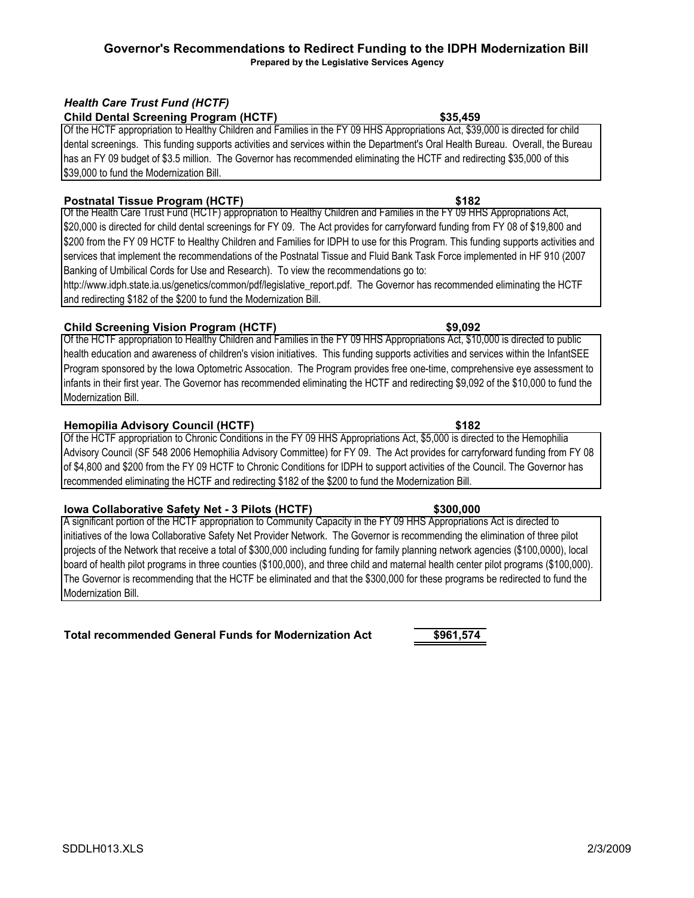## Governor's Recommendations to Redirect Funding to the IDPH Modernization Bill

**Prepared by the Legislative Services Agency**

### *Health Care Trust Fund (HCTF)*

**Child Dental Screening Program (HCTF)** **$35,459**

Of the HCTF appropriation to Healthy Children and Families in the FY 09 HHS Appropriations Act, $39,000 is directed for child dental screenings. This funding supports activities and services within the Department's Oral Health Bureau. Overall, the Bureau has an FY 09 budget of $3.5 million. The Governor has recommended eliminating the HCTF and redirecting $35,000 of this $39,000 to fund the Modernization Bill.

**Postnatal Tissue Program (HCTF)** **$182**

Of the Health Care Trust Fund (HCTF) appropriation to Healthy Children and Families in the FY 09 HHS Appropriations Act, $20,000 is directed for child dental screenings for FY 09. The Act provides for carryforward funding from FY 08 of $19,800 and $200 from the FY 09 HCTF to Healthy Children and Families for IDPH to use for this Program. This funding supports activities and services that implement the recommendations of the Postnatal Tissue and Fluid Bank Task Force implemented in HF 910 (2007 Banking of Umbilical Cords for Use and Research). To view the recommendations go to: http://www.idph.state.ia.us/genetics/common/pdf/legislative_report.pdf. The Governor has recommended eliminating the HCTF and redirecting $182 of the $200 to fund the Modernization Bill.

**Child Screening Vision Program (HCTF)** **$9,092**

Of the HCTF appropriation to Healthy Children and Families in the FY 09 HHS Appropriations Act, $10,000 is directed to public health education and awareness of children's vision initiatives. This funding supports activities and services within the InfantSEE Program sponsored by the Iowa Optometric Assocation. The Program provides free one-time, comprehensive eye assessment to infants in their first year. The Governor has recommended eliminating the HCTF and redirecting $9,092 of the $10,000 to fund the Modernization Bill.

**Hemopilia Advisory Council (HCTF)** **$182**

Of the HCTF appropriation to Chronic Conditions in the FY 09 HHS Appropriations Act, $5,000 is directed to the Hemophilia Advisory Council (SF 548 2006 Hemophilia Advisory Committee) for FY 09. The Act provides for carryforward funding from FY 08 of $4,800 and $200 from the FY 09 HCTF to Chronic Conditions for IDPH to support activities of the Council. The Governor has recommended eliminating the HCTF and redirecting $182 of the $200 to fund the Modernization Bill.

**Iowa Collaborative Safety Net - 3 Pilots (HCTF)** **$300,000**

A significant portion of the HCTF appropriation to Community Capacity in the FY 09 HHS Appropriations Act is directed to initiatives of the Iowa Collaborative Safety Net Provider Network. The Governor is recommending the elimination of three pilot projects of the Network that receive a total of $300,000 including funding for family planning network agencies ($100,0000), local board of health pilot programs in three counties ($100,000), and three child and maternal health center pilot programs ($100,000). The Governor is recommending that the HCTF be eliminated and that the $300,000 for these programs be redirected to fund the Modernization Bill.

**Total recommended General Funds for Modernization Act** **$961,574**

SDDLH013.XLS 2/3/2009